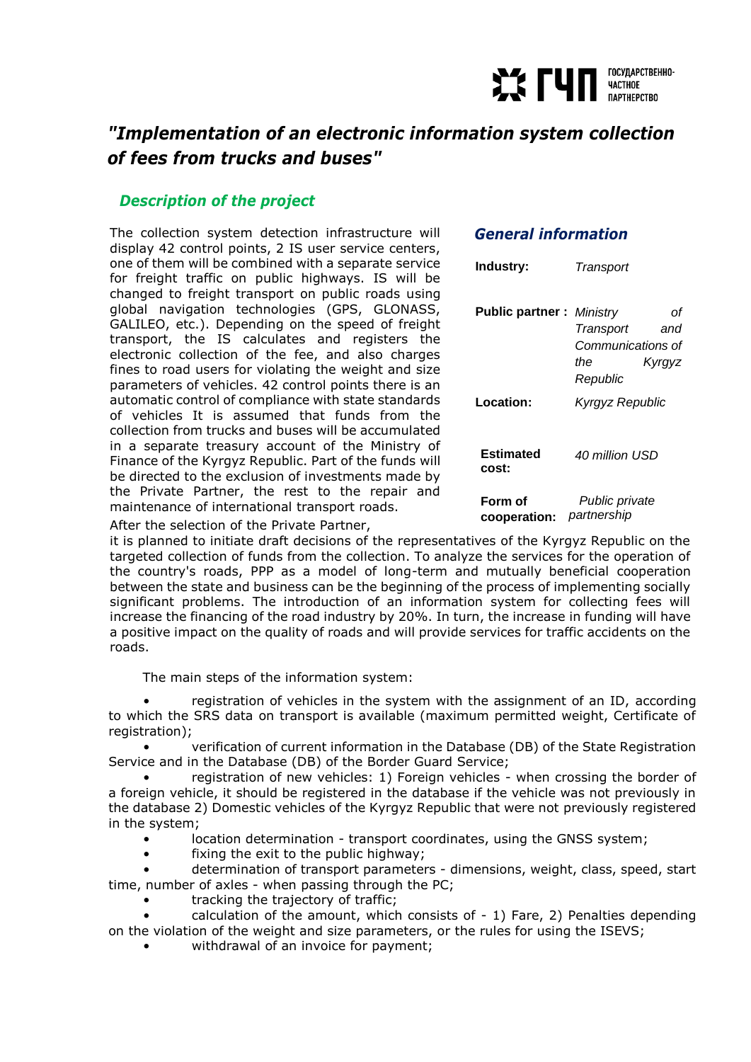ГОСУДАРСТВЕННО-ЧАСТНОЕ ПАРТНЕРСТВО

# *"Implementation of an electronic information system collection of fees from trucks and buses"*

## *Description of the project*

The collection system detection infrastructure will display 42 control points, 2 IS user service centers, one of them will be combined with a separate service for freight traffic on public highways. IS will be changed to freight transport on public roads using global navigation technologies (GPS, GLONASS, GALILEO, etc.). Depending on the speed of freight transport, the IS calculates and registers the electronic collection of the fee, and also charges fines to road users for violating the weight and size parameters of vehicles. 42 control points there is an automatic control of compliance with state standards of vehicles It is assumed that funds from the collection from trucks and buses will be accumulated in a separate treasury account of the Ministry of Finance of the Kyrgyz Republic. Part of the funds will be directed to the exclusion of investments made by the Private Partner, the rest to the repair and maintenance of international transport roads.

## *General information*

| | |
|---|---|
| **Industry:** | *Transport* |
| **Public partner :** | *Ministry of Transport and Communications of the Kyrgyz Republic* |
| **Location:** | *Kyrgyz Republic* |
| **Estimated cost:** | *40 million USD* |
| **Form of cooperation:** | *Public private partnership* |

After the selection of the Private Partner, it is planned to initiate draft decisions of the representatives of the Kyrgyz Republic on the targeted collection of funds from the collection. To analyze the services for the operation of the country's roads, PPP as a model of long-term and mutually beneficial cooperation between the state and business can be the beginning of the process of implementing socially significant problems. The introduction of an information system for collecting fees will increase the financing of the road industry by 20%. In turn, the increase in funding will have a positive impact on the quality of roads and will provide services for traffic accidents on the roads.

The main steps of the information system:

- registration of vehicles in the system with the assignment of an ID, according to which the SRS data on transport is available (maximum permitted weight, Certificate of registration);
- verification of current information in the Database (DB) of the State Registration Service and in the Database (DB) of the Border Guard Service;
- registration of new vehicles: 1) Foreign vehicles - when crossing the border of a foreign vehicle, it should be registered in the database if the vehicle was not previously in the database 2) Domestic vehicles of the Kyrgyz Republic that were not previously registered in the system;
- location determination - transport coordinates, using the GNSS system;
- fixing the exit to the public highway;
- determination of transport parameters - dimensions, weight, class, speed, start time, number of axles - when passing through the PC;
- tracking the trajectory of traffic;
- calculation of the amount, which consists of - 1) Fare, 2) Penalties depending on the violation of the weight and size parameters, or the rules for using the ISEVS;
- withdrawal of an invoice for payment;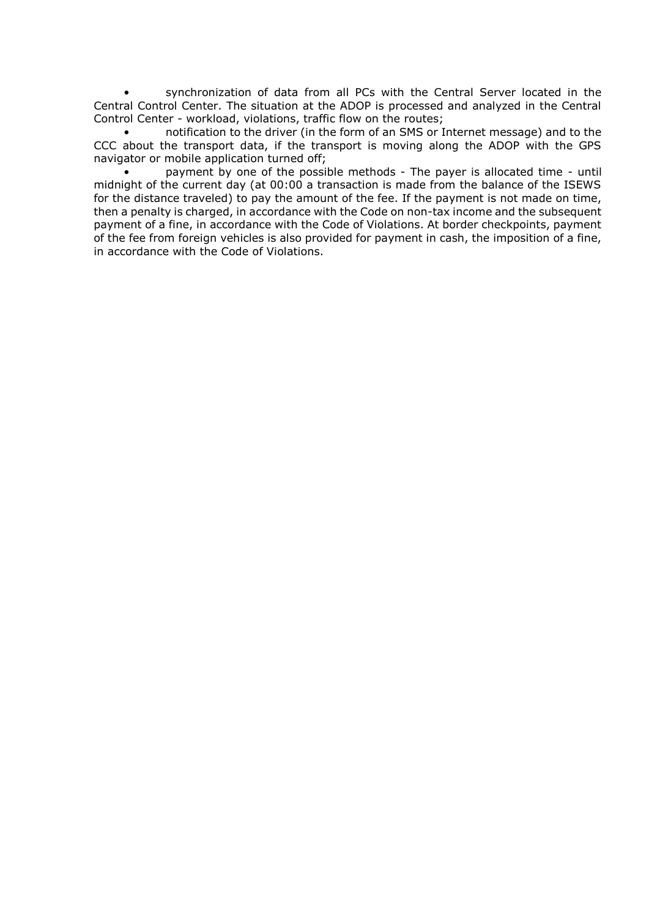- synchronization of data from all PCs with the Central Server located in the Central Control Center. The situation at the ADOP is processed and analyzed in the Central Control Center - workload, violations, traffic flow on the routes;
- notification to the driver (in the form of an SMS or Internet message) and to the CCC about the transport data, if the transport is moving along the ADOP with the GPS navigator or mobile application turned off;
- payment by one of the possible methods - The payer is allocated time - until midnight of the current day (at 00:00 a transaction is made from the balance of the ISEWS for the distance traveled) to pay the amount of the fee. If the payment is not made on time, then a penalty is charged, in accordance with the Code on non-tax income and the subsequent payment of a fine, in accordance with the Code of Violations. At border checkpoints, payment of the fee from foreign vehicles is also provided for payment in cash, the imposition of a fine, in accordance with the Code of Violations.